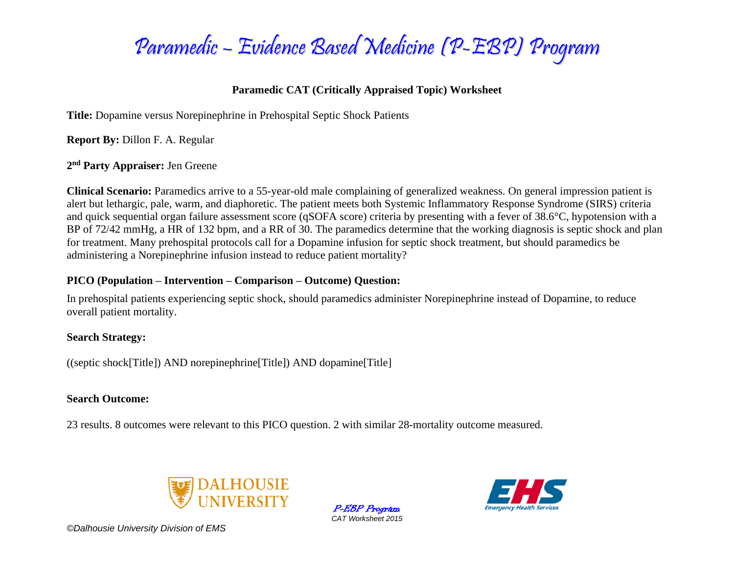# Paramedic – Evidence Based Medicine (P-EBP) Program

## Paramedic CAT (Critically Appraised Topic) Worksheet

**Title:** Dopamine versus Norepinephrine in Prehospital Septic Shock Patients

**Report By:** Dillon F. A. Regular

**2nd Party Appraiser:** Jen Greene

**Clinical Scenario:** Paramedics arrive to a 55-year-old male complaining of generalized weakness. On general impression patient is alert but lethargic, pale, warm, and diaphoretic. The patient meets both Systemic Inflammatory Response Syndrome (SIRS) criteria and quick sequential organ failure assessment score (qSOFA score) criteria by presenting with a fever of 38.6°C, hypotension with a BP of 72/42 mmHg, a HR of 132 bpm, and a RR of 30. The paramedics determine that the working diagnosis is septic shock and plan for treatment. Many prehospital protocols call for a Dopamine infusion for septic shock treatment, but should paramedics be administering a Norepinephrine infusion instead to reduce patient mortality?

### PICO (Population – Intervention – Comparison – Outcome) Question:

In prehospital patients experiencing septic shock, should paramedics administer Norepinephrine instead of Dopamine, to reduce overall patient mortality.

### Search Strategy:

((septic shock[Title]) AND norepinephrine[Title]) AND dopamine[Title]

### Search Outcome:

23 results. 8 outcomes were relevant to this PICO question. 2 with similar 28-mortality outcome measured.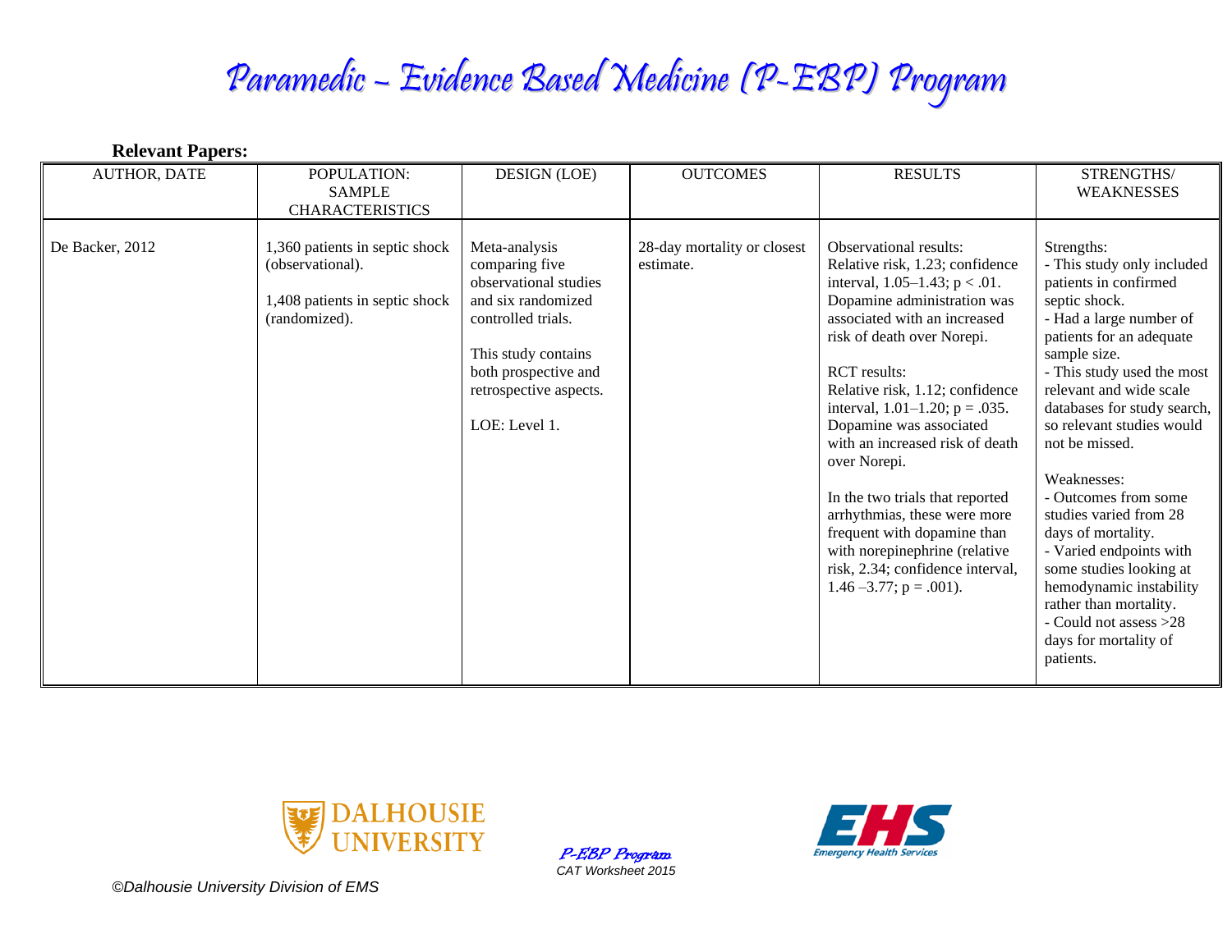**Relevant Papers:**

| AUTHOR, DATE | POPULATION: SAMPLE CHARACTERISTICS | DESIGN (LOE) | OUTCOMES | RESULTS | STRENGTHS/ WEAKNESSES |
|---|---|---|---|---|---|
| De Backer, 2012 | 1,360 patients in septic shock (observational).<br><br>1,408 patients in septic shock (randomized). | Meta-analysis comparing five observational studies and six randomized controlled trials.<br><br>This study contains both prospective and retrospective aspects.<br><br>LOE: Level 1. | 28-day mortality or closest estimate. | Observational results:<br>Relative risk, 1.23; confidence interval, 1.05–1.43; $p < .01$. Dopamine administration was associated with an increased risk of death over Norepi.<br><br>RCT results:<br>Relative risk, 1.12; confidence interval, 1.01–1.20; $p = .035$. Dopamine was associated with an increased risk of death over Norepi.<br><br>In the two trials that reported arrhythmias, these were more frequent with dopamine than with norepinephrine (relative risk, 2.34; confidence interval, 1.46 –3.77; $p = .001$). | Strengths:<br>- This study only included patients in confirmed septic shock.<br>- Had a large number of patients for an adequate sample size.<br>- This study used the most relevant and wide scale databases for study search, so relevant studies would not be missed.<br><br>Weaknesses:<br>- Outcomes from some studies varied from 28 days of mortality.<br>- Varied endpoints with some studies looking at hemodynamic instability rather than mortality.<br>- Could not assess >28 days for mortality of patients. |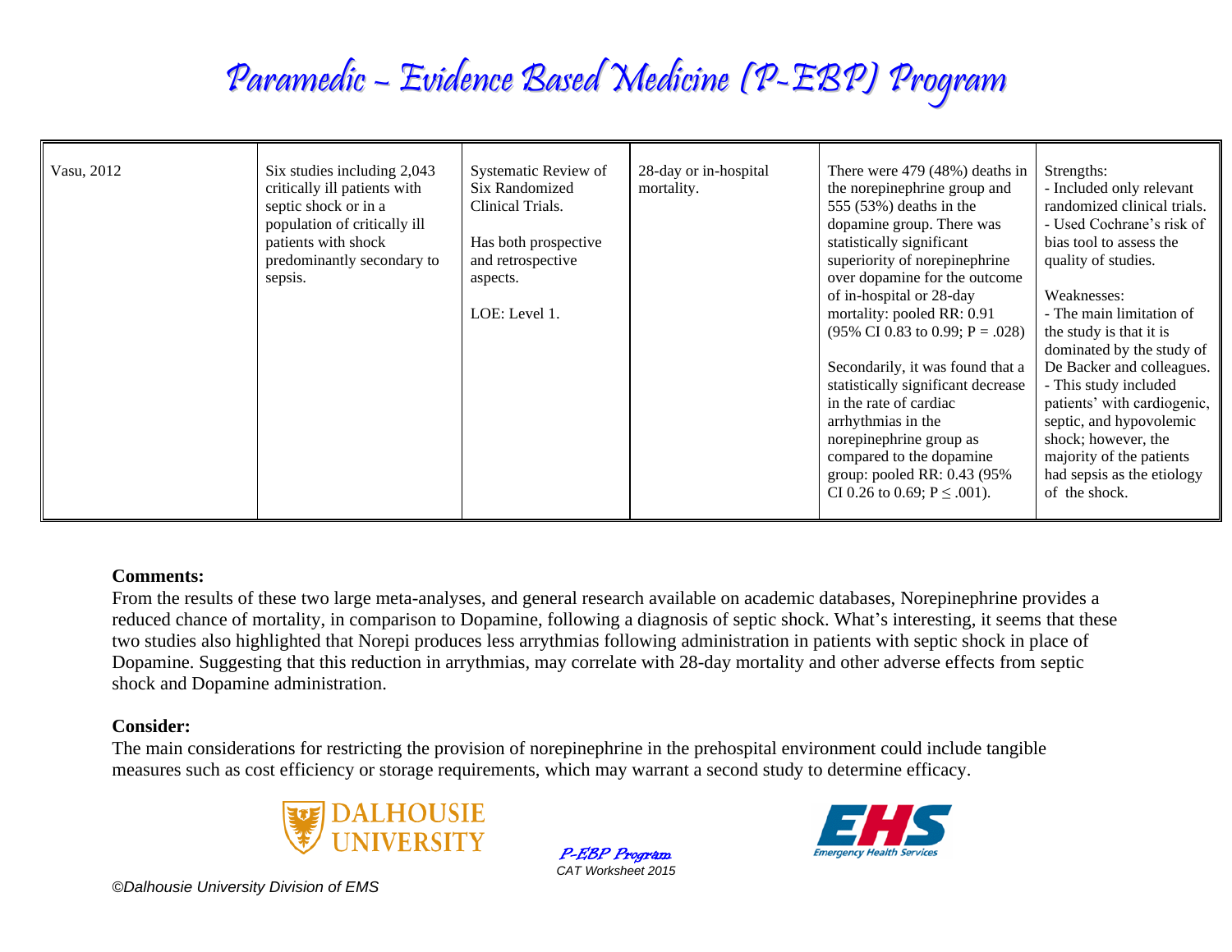| Vasu, 2012 | Six studies including 2,043 critically ill patients with septic shock or in a population of critically ill patients with shock predominantly secondary to sepsis. | Systematic Review of Six Randomized Clinical Trials.<br><br>Has both prospective and retrospective aspects.<br><br>LOE: Level 1. | 28-day or in-hospital mortality. | There were 479 (48%) deaths in the norepinephrine group and 555 (53%) deaths in the dopamine group. There was statistically significant superiority of norepinephrine over dopamine for the outcome of in-hospital or 28-day mortality: pooled RR: 0.91 (95% CI 0.83 to 0.99; $P = .028$)<br><br>Secondarily, it was found that a statistically significant decrease in the rate of cardiac arrhythmias in the norepinephrine group as compared to the dopamine group: pooled RR: 0.43 (95% CI 0.26 to 0.69; $P \leq .001$). | Strengths:<br>- Included only relevant randomized clinical trials.<br>- Used Cochrane's risk of bias tool to assess the quality of studies.<br><br>Weaknesses:<br>- The main limitation of the study is that it is dominated by the study of De Backer and colleagues.<br>- This study included patients' with cardiogenic, septic, and hypovolemic shock; however, the majority of the patients had sepsis as the etiology of the shock. |
|---|---|---|---|---|---|

**Comments:**

From the results of these two large meta-analyses, and general research available on academic databases, Norepinephrine provides a reduced chance of mortality, in comparison to Dopamine, following a diagnosis of septic shock. What's interesting, it seems that these two studies also highlighted that Norepi produces less arrythmias following administration in patients with septic shock in place of Dopamine. Suggesting that this reduction in arrythmias, may correlate with 28-day mortality and other adverse effects from septic shock and Dopamine administration.

**Consider:**

The main considerations for restricting the provision of norepinephrine in the prehospital environment could include tangible measures such as cost efficiency or storage requirements, which may warrant a second study to determine efficacy.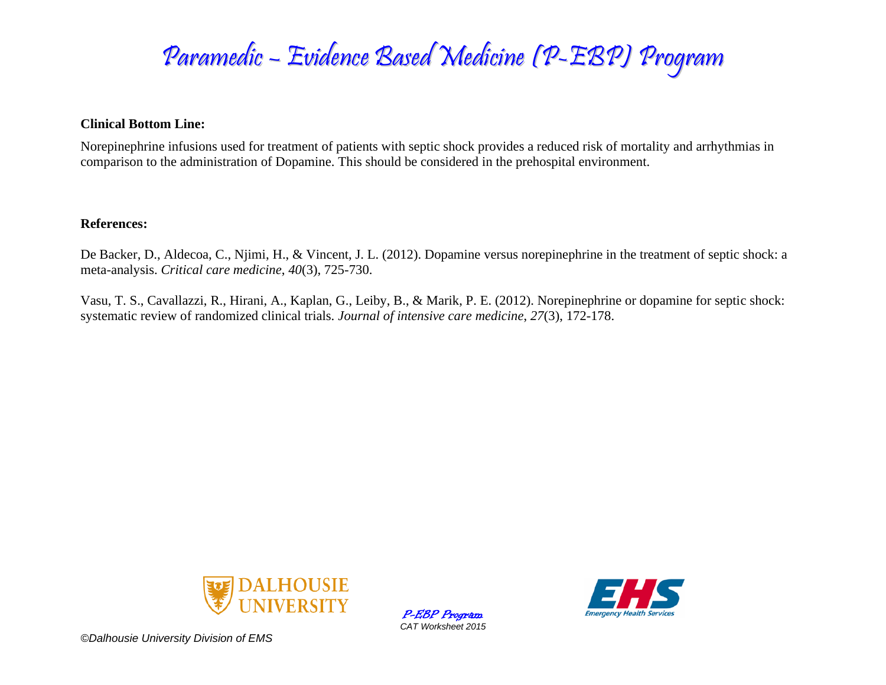**Clinical Bottom Line:**

Norepinephrine infusions used for treatment of patients with septic shock provides a reduced risk of mortality and arrhythmias in comparison to the administration of Dopamine. This should be considered in the prehospital environment.

**References:**

De Backer, D., Aldecoa, C., Njimi, H., & Vincent, J. L. (2012). Dopamine versus norepinephrine in the treatment of septic shock: a meta-analysis. *Critical care medicine*, *40*(3), 725-730.

Vasu, T. S., Cavallazzi, R., Hirani, A., Kaplan, G., Leiby, B., & Marik, P. E. (2012). Norepinephrine or dopamine for septic shock: systematic review of randomized clinical trials. *Journal of intensive care medicine*, *27*(3), 172-178.